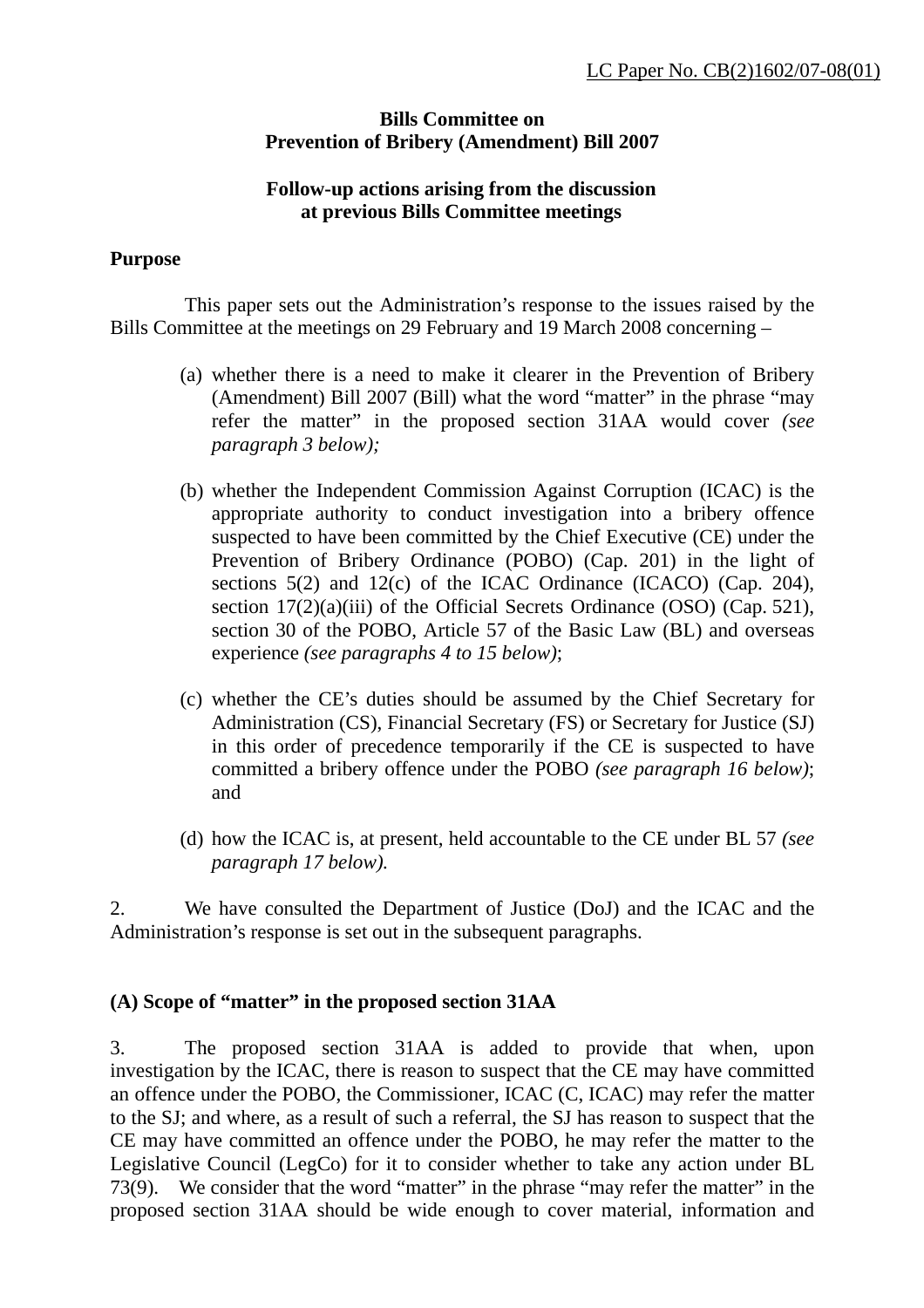LC Paper No. CB(2)1602/07-08(01)

**Bills Committee on**
**Prevention of Bribery (Amendment) Bill 2007**

**Follow-up actions arising from the discussion**
**at previous Bills Committee meetings**

**Purpose**

This paper sets out the Administration's response to the issues raised by the Bills Committee at the meetings on 29 February and 19 March 2008 concerning –

(a) whether there is a need to make it clearer in the Prevention of Bribery (Amendment) Bill 2007 (Bill) what the word "matter" in the phrase "may refer the matter" in the proposed section 31AA would cover *(see paragraph 3 below);*

(b) whether the Independent Commission Against Corruption (ICAC) is the appropriate authority to conduct investigation into a bribery offence suspected to have been committed by the Chief Executive (CE) under the Prevention of Bribery Ordinance (POBO) (Cap. 201) in the light of sections 5(2) and 12(c) of the ICAC Ordinance (ICACO) (Cap. 204), section 17(2)(a)(iii) of the Official Secrets Ordinance (OSO) (Cap. 521), section 30 of the POBO, Article 57 of the Basic Law (BL) and overseas experience *(see paragraphs 4 to 15 below)*;

(c) whether the CE's duties should be assumed by the Chief Secretary for Administration (CS), Financial Secretary (FS) or Secretary for Justice (SJ) in this order of precedence temporarily if the CE is suspected to have committed a bribery offence under the POBO *(see paragraph 16 below)*; and

(d) how the ICAC is, at present, held accountable to the CE under BL 57 *(see paragraph 17 below).*

2. We have consulted the Department of Justice (DoJ) and the ICAC and the Administration's response is set out in the subsequent paragraphs.

**(A) Scope of "matter" in the proposed section 31AA**

3. The proposed section 31AA is added to provide that when, upon investigation by the ICAC, there is reason to suspect that the CE may have committed an offence under the POBO, the Commissioner, ICAC (C, ICAC) may refer the matter to the SJ; and where, as a result of such a referral, the SJ has reason to suspect that the CE may have committed an offence under the POBO, he may refer the matter to the Legislative Council (LegCo) for it to consider whether to take any action under BL 73(9). We consider that the word "matter" in the phrase "may refer the matter" in the proposed section 31AA should be wide enough to cover material, information and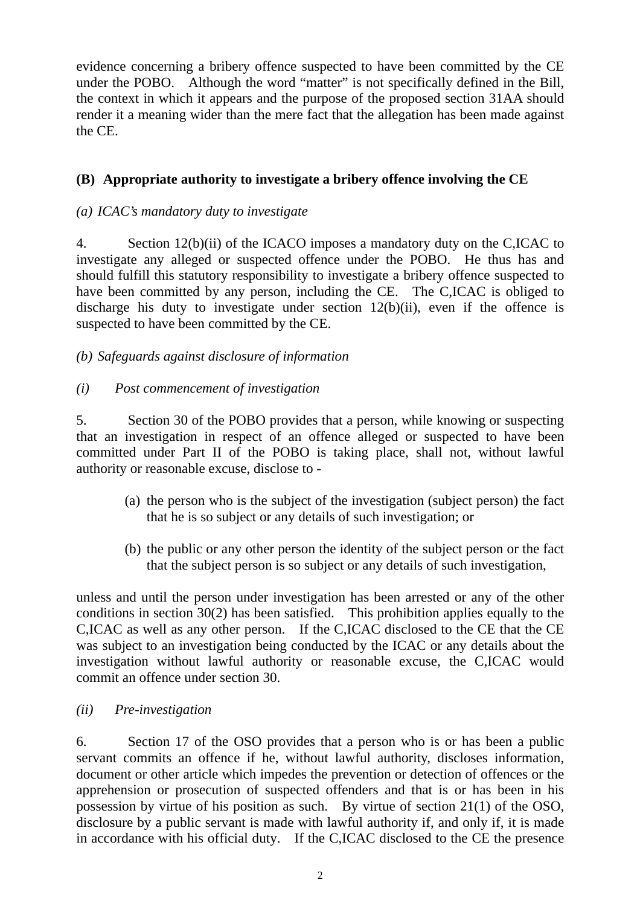evidence concerning a bribery offence suspected to have been committed by the CE under the POBO. Although the word "matter" is not specifically defined in the Bill, the context in which it appears and the purpose of the proposed section 31AA should render it a meaning wider than the mere fact that the allegation has been made against the CE.

### (B) Appropriate authority to investigate a bribery offence involving the CE

*(a) ICAC's mandatory duty to investigate*

4. Section 12(b)(ii) of the ICACO imposes a mandatory duty on the C,ICAC to investigate any alleged or suspected offence under the POBO. He thus has and should fulfill this statutory responsibility to investigate a bribery offence suspected to have been committed by any person, including the CE. The C,ICAC is obliged to discharge his duty to investigate under section 12(b)(ii), even if the offence is suspected to have been committed by the CE.

*(b) Safeguards against disclosure of information*

*(i) Post commencement of investigation*

5. Section 30 of the POBO provides that a person, while knowing or suspecting that an investigation in respect of an offence alleged or suspected to have been committed under Part II of the POBO is taking place, shall not, without lawful authority or reasonable excuse, disclose to -

(a) the person who is the subject of the investigation (subject person) the fact that he is so subject or any details of such investigation; or

(b) the public or any other person the identity of the subject person or the fact that the subject person is so subject or any details of such investigation,

unless and until the person under investigation has been arrested or any of the other conditions in section 30(2) has been satisfied. This prohibition applies equally to the C,ICAC as well as any other person. If the C,ICAC disclosed to the CE that the CE was subject to an investigation being conducted by the ICAC or any details about the investigation without lawful authority or reasonable excuse, the C,ICAC would commit an offence under section 30.

*(ii) Pre-investigation*

6. Section 17 of the OSO provides that a person who is or has been a public servant commits an offence if he, without lawful authority, discloses information, document or other article which impedes the prevention or detection of offences or the apprehension or prosecution of suspected offenders and that is or has been in his possession by virtue of his position as such. By virtue of section 21(1) of the OSO, disclosure by a public servant is made with lawful authority if, and only if, it is made in accordance with his official duty. If the C,ICAC disclosed to the CE the presence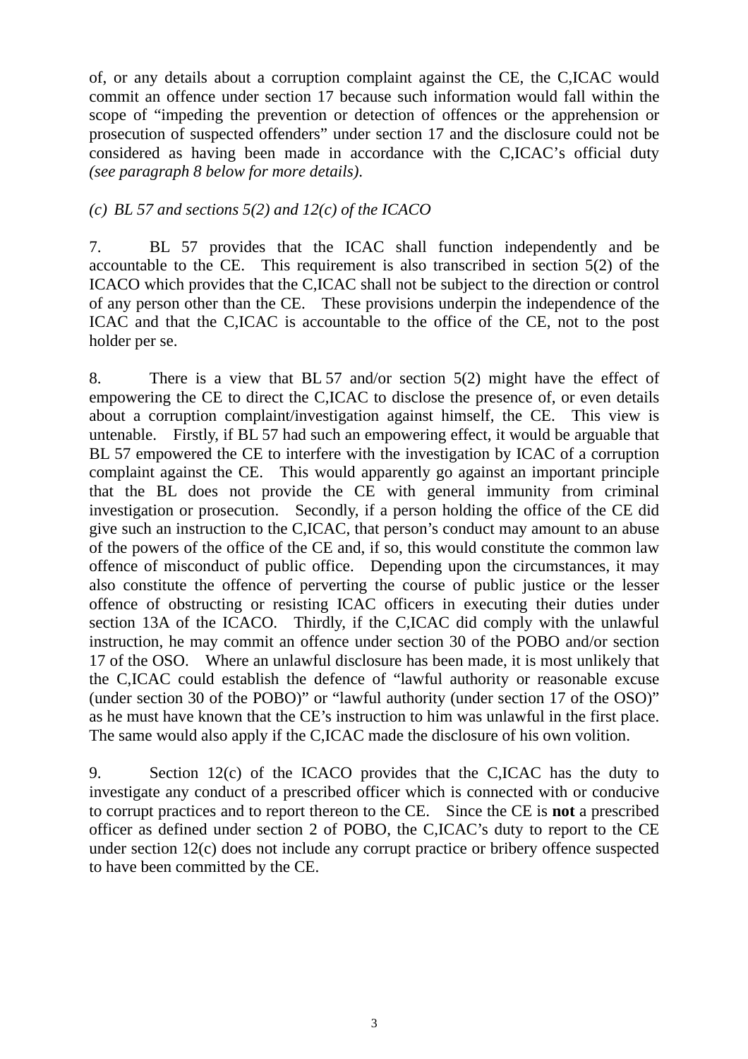of, or any details about a corruption complaint against the CE, the C,ICAC would commit an offence under section 17 because such information would fall within the scope of "impeding the prevention or detection of offences or the apprehension or prosecution of suspected offenders" under section 17 and the disclosure could not be considered as having been made in accordance with the C,ICAC's official duty *(see paragraph 8 below for more details)*.

*(c) BL 57 and sections 5(2) and 12(c) of the ICACO*

7. BL 57 provides that the ICAC shall function independently and be accountable to the CE. This requirement is also transcribed in section 5(2) of the ICACO which provides that the C,ICAC shall not be subject to the direction or control of any person other than the CE. These provisions underpin the independence of the ICAC and that the C,ICAC is accountable to the office of the CE, not to the post holder per se.

8. There is a view that BL 57 and/or section 5(2) might have the effect of empowering the CE to direct the C,ICAC to disclose the presence of, or even details about a corruption complaint/investigation against himself, the CE. This view is untenable. Firstly, if BL 57 had such an empowering effect, it would be arguable that BL 57 empowered the CE to interfere with the investigation by ICAC of a corruption complaint against the CE. This would apparently go against an important principle that the BL does not provide the CE with general immunity from criminal investigation or prosecution. Secondly, if a person holding the office of the CE did give such an instruction to the C,ICAC, that person's conduct may amount to an abuse of the powers of the office of the CE and, if so, this would constitute the common law offence of misconduct of public office. Depending upon the circumstances, it may also constitute the offence of perverting the course of public justice or the lesser offence of obstructing or resisting ICAC officers in executing their duties under section 13A of the ICACO. Thirdly, if the C,ICAC did comply with the unlawful instruction, he may commit an offence under section 30 of the POBO and/or section 17 of the OSO. Where an unlawful disclosure has been made, it is most unlikely that the C,ICAC could establish the defence of "lawful authority or reasonable excuse (under section 30 of the POBO)" or "lawful authority (under section 17 of the OSO)" as he must have known that the CE's instruction to him was unlawful in the first place. The same would also apply if the C,ICAC made the disclosure of his own volition.

9. Section 12(c) of the ICACO provides that the C,ICAC has the duty to investigate any conduct of a prescribed officer which is connected with or conducive to corrupt practices and to report thereon to the CE. Since the CE is **not** a prescribed officer as defined under section 2 of POBO, the C,ICAC's duty to report to the CE under section 12(c) does not include any corrupt practice or bribery offence suspected to have been committed by the CE.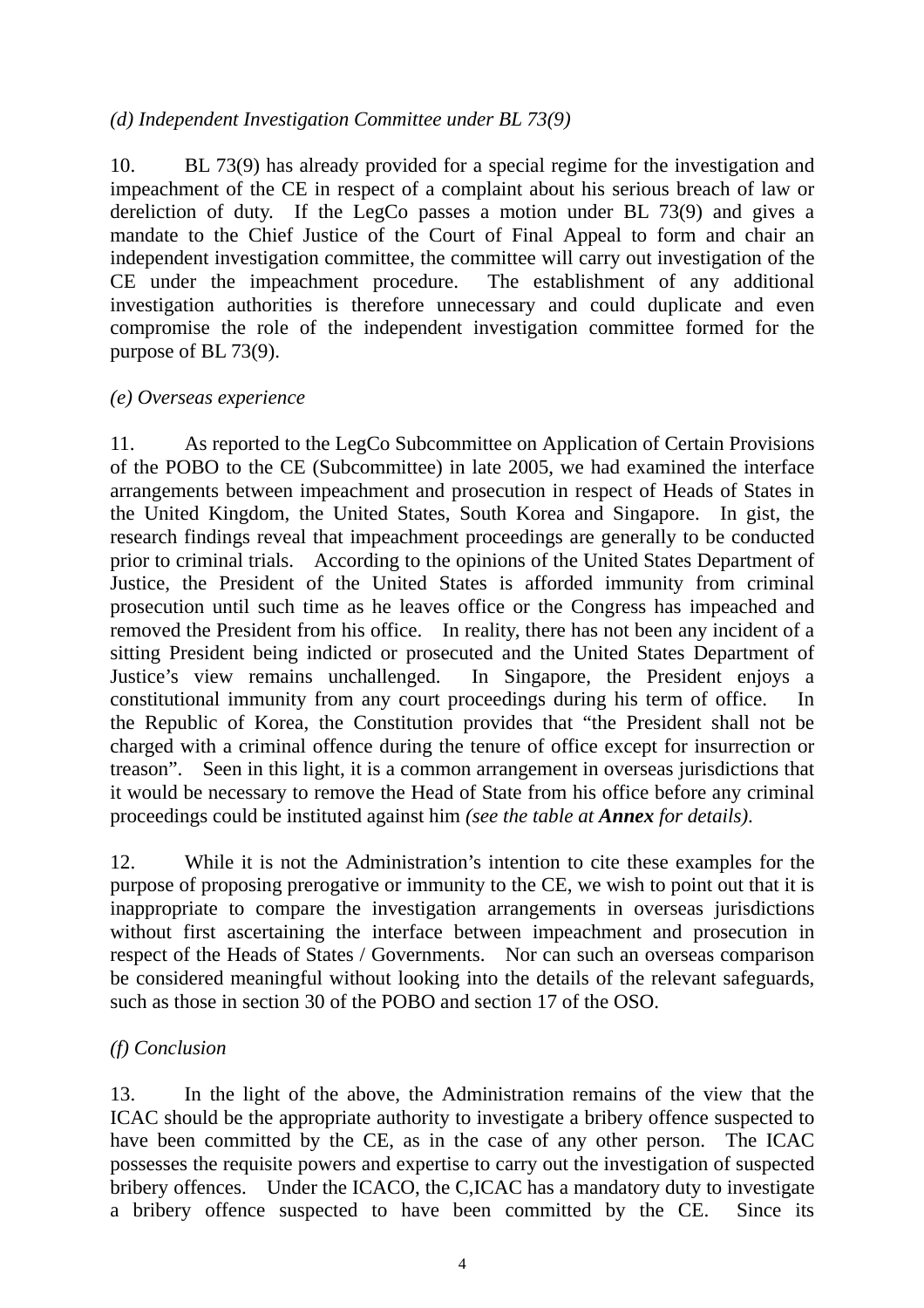*(d) Independent Investigation Committee under BL 73(9)*

10. BL 73(9) has already provided for a special regime for the investigation and impeachment of the CE in respect of a complaint about his serious breach of law or dereliction of duty. If the LegCo passes a motion under BL 73(9) and gives a mandate to the Chief Justice of the Court of Final Appeal to form and chair an independent investigation committee, the committee will carry out investigation of the CE under the impeachment procedure. The establishment of any additional investigation authorities is therefore unnecessary and could duplicate and even compromise the role of the independent investigation committee formed for the purpose of BL 73(9).

*(e) Overseas experience*

11. As reported to the LegCo Subcommittee on Application of Certain Provisions of the POBO to the CE (Subcommittee) in late 2005, we had examined the interface arrangements between impeachment and prosecution in respect of Heads of States in the United Kingdom, the United States, South Korea and Singapore. In gist, the research findings reveal that impeachment proceedings are generally to be conducted prior to criminal trials. According to the opinions of the United States Department of Justice, the President of the United States is afforded immunity from criminal prosecution until such time as he leaves office or the Congress has impeached and removed the President from his office. In reality, there has not been any incident of a sitting President being indicted or prosecuted and the United States Department of Justice's view remains unchallenged. In Singapore, the President enjoys a constitutional immunity from any court proceedings during his term of office. In the Republic of Korea, the Constitution provides that "the President shall not be charged with a criminal offence during the tenure of office except for insurrection or treason". Seen in this light, it is a common arrangement in overseas jurisdictions that it would be necessary to remove the Head of State from his office before any criminal proceedings could be instituted against him *(see the table at **Annex** for details)*.

12. While it is not the Administration's intention to cite these examples for the purpose of proposing prerogative or immunity to the CE, we wish to point out that it is inappropriate to compare the investigation arrangements in overseas jurisdictions without first ascertaining the interface between impeachment and prosecution in respect of the Heads of States / Governments. Nor can such an overseas comparison be considered meaningful without looking into the details of the relevant safeguards, such as those in section 30 of the POBO and section 17 of the OSO.

*(f) Conclusion*

13. In the light of the above, the Administration remains of the view that the ICAC should be the appropriate authority to investigate a bribery offence suspected to have been committed by the CE, as in the case of any other person. The ICAC possesses the requisite powers and expertise to carry out the investigation of suspected bribery offences. Under the ICACO, the C,ICAC has a mandatory duty to investigate a bribery offence suspected to have been committed by the CE. Since its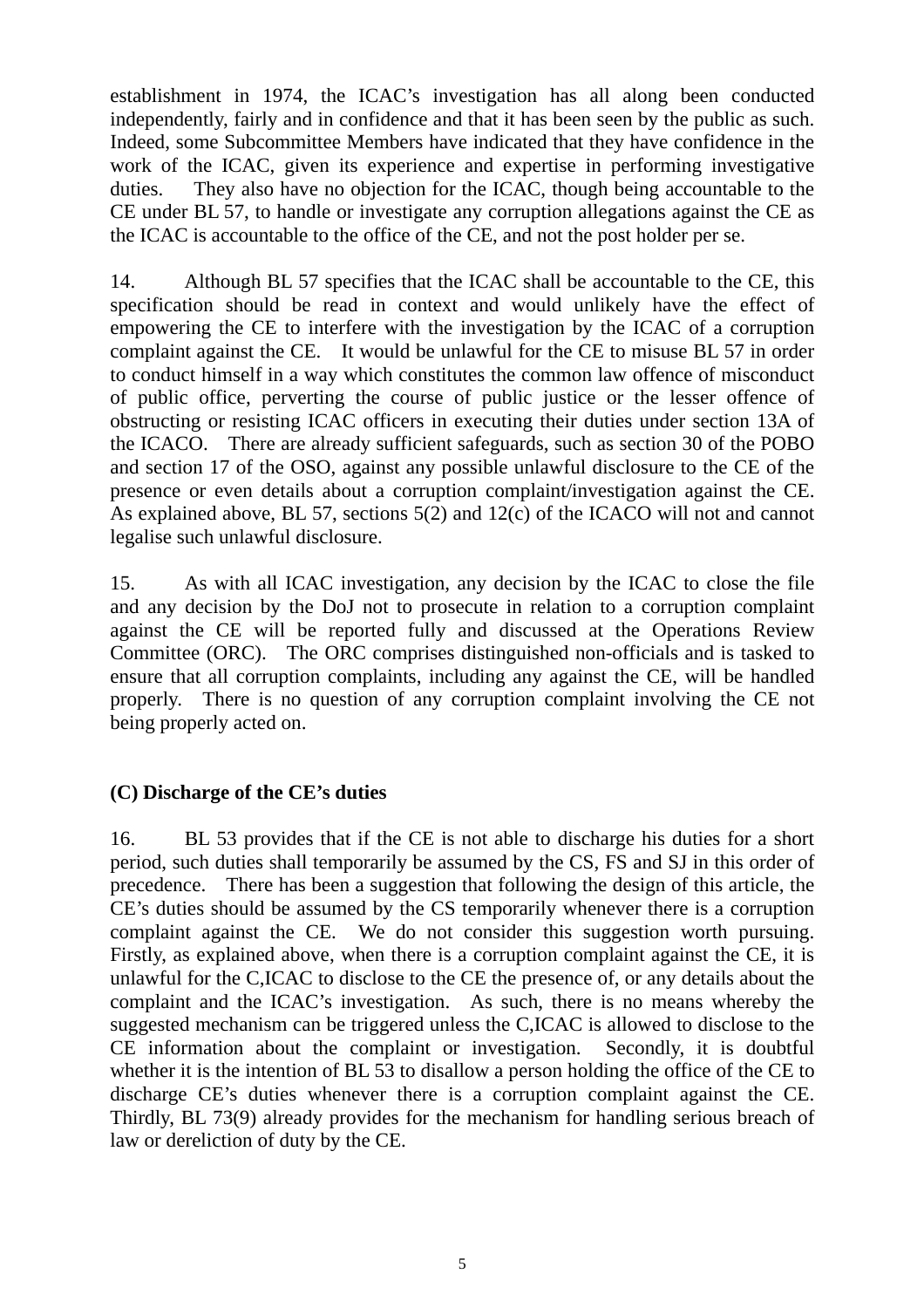establishment in 1974, the ICAC's investigation has all along been conducted independently, fairly and in confidence and that it has been seen by the public as such. Indeed, some Subcommittee Members have indicated that they have confidence in the work of the ICAC, given its experience and expertise in performing investigative duties. They also have no objection for the ICAC, though being accountable to the CE under BL 57, to handle or investigate any corruption allegations against the CE as the ICAC is accountable to the office of the CE, and not the post holder per se.

14. Although BL 57 specifies that the ICAC shall be accountable to the CE, this specification should be read in context and would unlikely have the effect of empowering the CE to interfere with the investigation by the ICAC of a corruption complaint against the CE. It would be unlawful for the CE to misuse BL 57 in order to conduct himself in a way which constitutes the common law offence of misconduct of public office, perverting the course of public justice or the lesser offence of obstructing or resisting ICAC officers in executing their duties under section 13A of the ICACO. There are already sufficient safeguards, such as section 30 of the POBO and section 17 of the OSO, against any possible unlawful disclosure to the CE of the presence or even details about a corruption complaint/investigation against the CE. As explained above, BL 57, sections 5(2) and 12(c) of the ICACO will not and cannot legalise such unlawful disclosure.

15. As with all ICAC investigation, any decision by the ICAC to close the file and any decision by the DoJ not to prosecute in relation to a corruption complaint against the CE will be reported fully and discussed at the Operations Review Committee (ORC). The ORC comprises distinguished non-officials and is tasked to ensure that all corruption complaints, including any against the CE, will be handled properly. There is no question of any corruption complaint involving the CE not being properly acted on.

**(C) Discharge of the CE's duties**

16. BL 53 provides that if the CE is not able to discharge his duties for a short period, such duties shall temporarily be assumed by the CS, FS and SJ in this order of precedence. There has been a suggestion that following the design of this article, the CE's duties should be assumed by the CS temporarily whenever there is a corruption complaint against the CE. We do not consider this suggestion worth pursuing. Firstly, as explained above, when there is a corruption complaint against the CE, it is unlawful for the C,ICAC to disclose to the CE the presence of, or any details about the complaint and the ICAC's investigation. As such, there is no means whereby the suggested mechanism can be triggered unless the C,ICAC is allowed to disclose to the CE information about the complaint or investigation. Secondly, it is doubtful whether it is the intention of BL 53 to disallow a person holding the office of the CE to discharge CE's duties whenever there is a corruption complaint against the CE. Thirdly, BL 73(9) already provides for the mechanism for handling serious breach of law or dereliction of duty by the CE.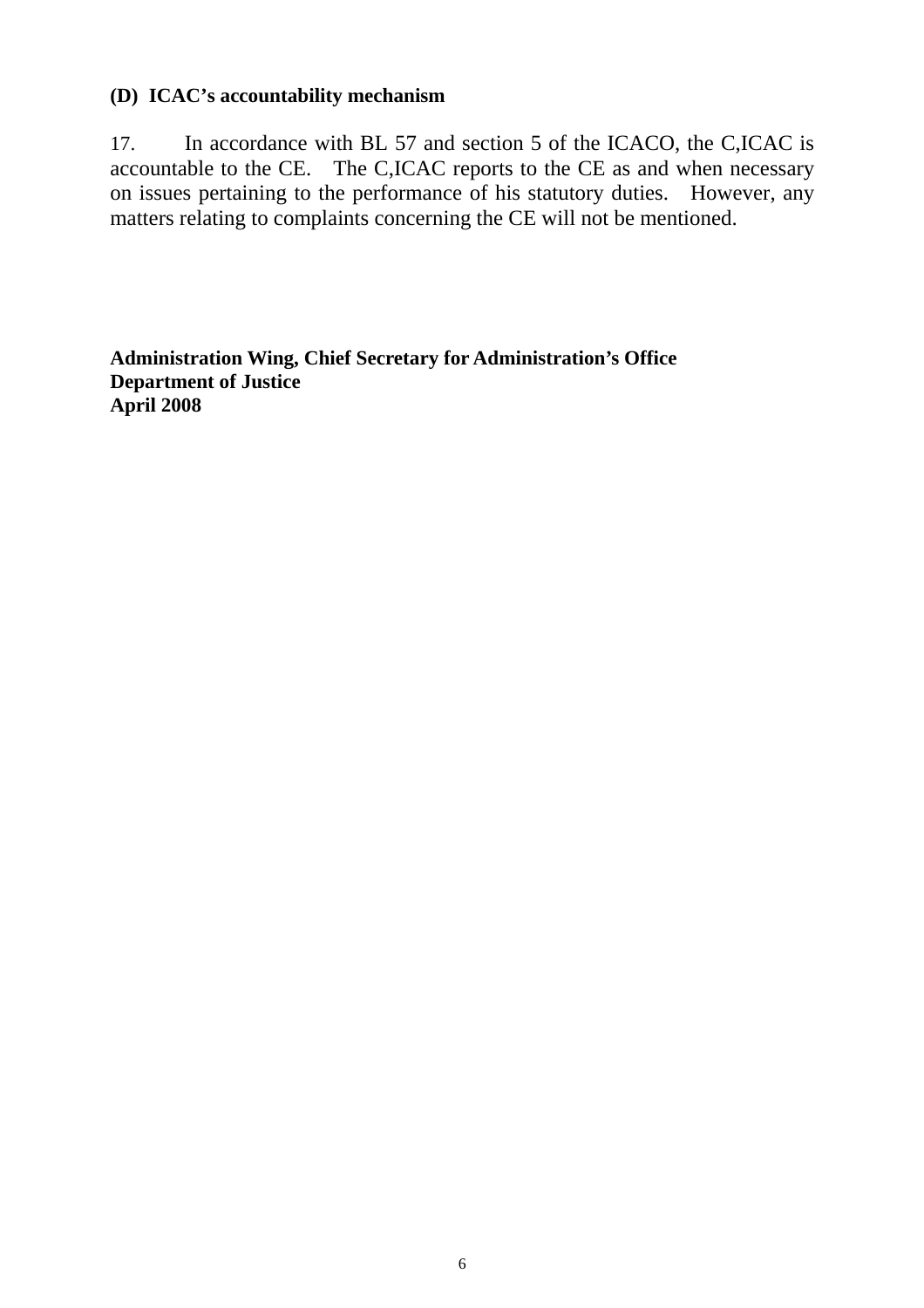**(D) ICAC's accountability mechanism**

17. In accordance with BL 57 and section 5 of the ICACO, the C,ICAC is accountable to the CE. The C,ICAC reports to the CE as and when necessary on issues pertaining to the performance of his statutory duties. However, any matters relating to complaints concerning the CE will not be mentioned.

**Administration Wing, Chief Secretary for Administration's Office**
**Department of Justice**
**April 2008**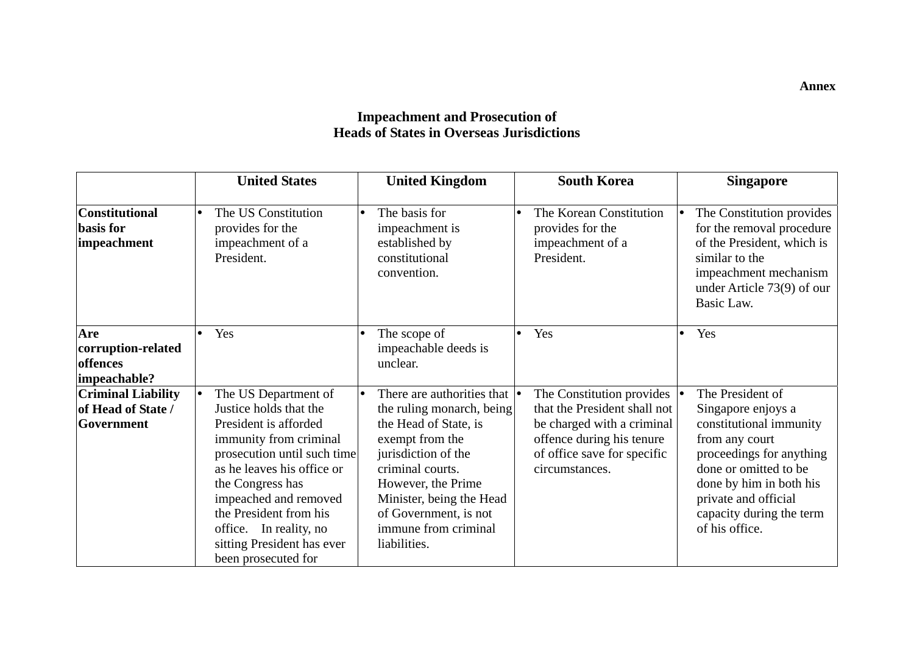**Annex**

# Impeachment and Prosecution of Heads of States in Overseas Jurisdictions

| | United States | United Kingdom | South Korea | Singapore |
|---|---|---|---|---|
| **Constitutional basis for impeachment** | • The US Constitution provides for the impeachment of a President. | • The basis for impeachment is established by constitutional convention. | • The Korean Constitution provides for the impeachment of a President. | • The Constitution provides for the removal procedure of the President, which is similar to the impeachment mechanism under Article 73(9) of our Basic Law. |
| **Are corruption-related offences impeachable?** | • Yes | • The scope of impeachable deeds is unclear. | • Yes | • Yes |
| **Criminal Liability of Head of State / Government** | • The US Department of Justice holds that the President is afforded immunity from criminal prosecution until such time as he leaves his office or the Congress has impeached and removed the President from his office. In reality, no sitting President has ever been prosecuted for | • There are authorities that the ruling monarch, being the Head of State, is exempt from the jurisdiction of the criminal courts. However, the Prime Minister, being the Head of Government, is not immune from criminal liabilities. | • The Constitution provides that the President shall not be charged with a criminal offence during his tenure of office save for specific circumstances. | • The President of Singapore enjoys a constitutional immunity from any court proceedings for anything done or omitted to be done by him in both his private and official capacity during the term of his office. |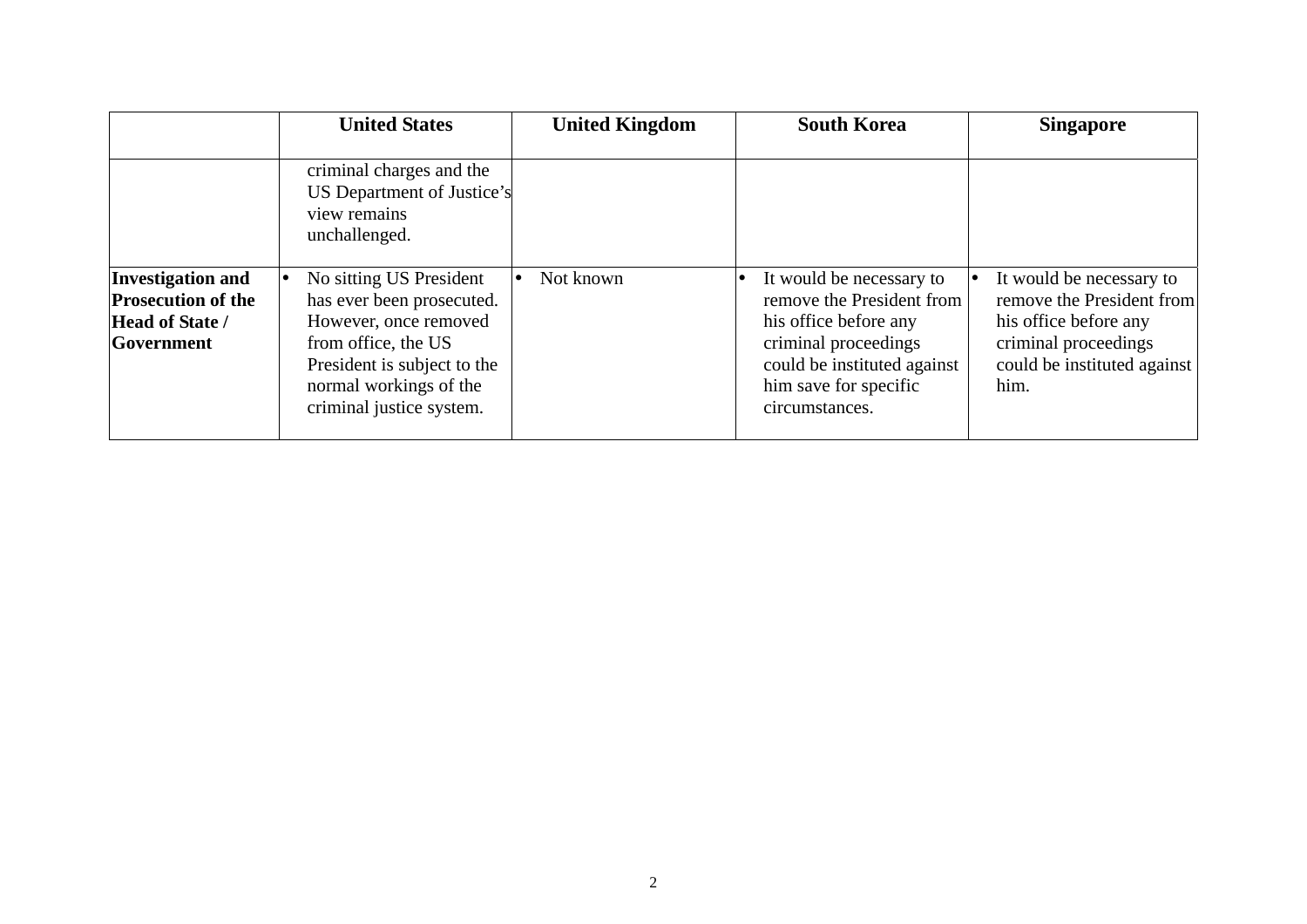| | United States | United Kingdom | South Korea | Singapore |
|---|---|---|---|---|
| | criminal charges and the US Department of Justice's view remains unchallenged. | | | |
| **Investigation and Prosecution of the Head of State / Government** | • No sitting US President has ever been prosecuted. However, once removed from office, the US President is subject to the normal workings of the criminal justice system. | • Not known | • It would be necessary to remove the President from his office before any criminal proceedings could be instituted against him save for specific circumstances. | • It would be necessary to remove the President from his office before any criminal proceedings could be instituted against him. |